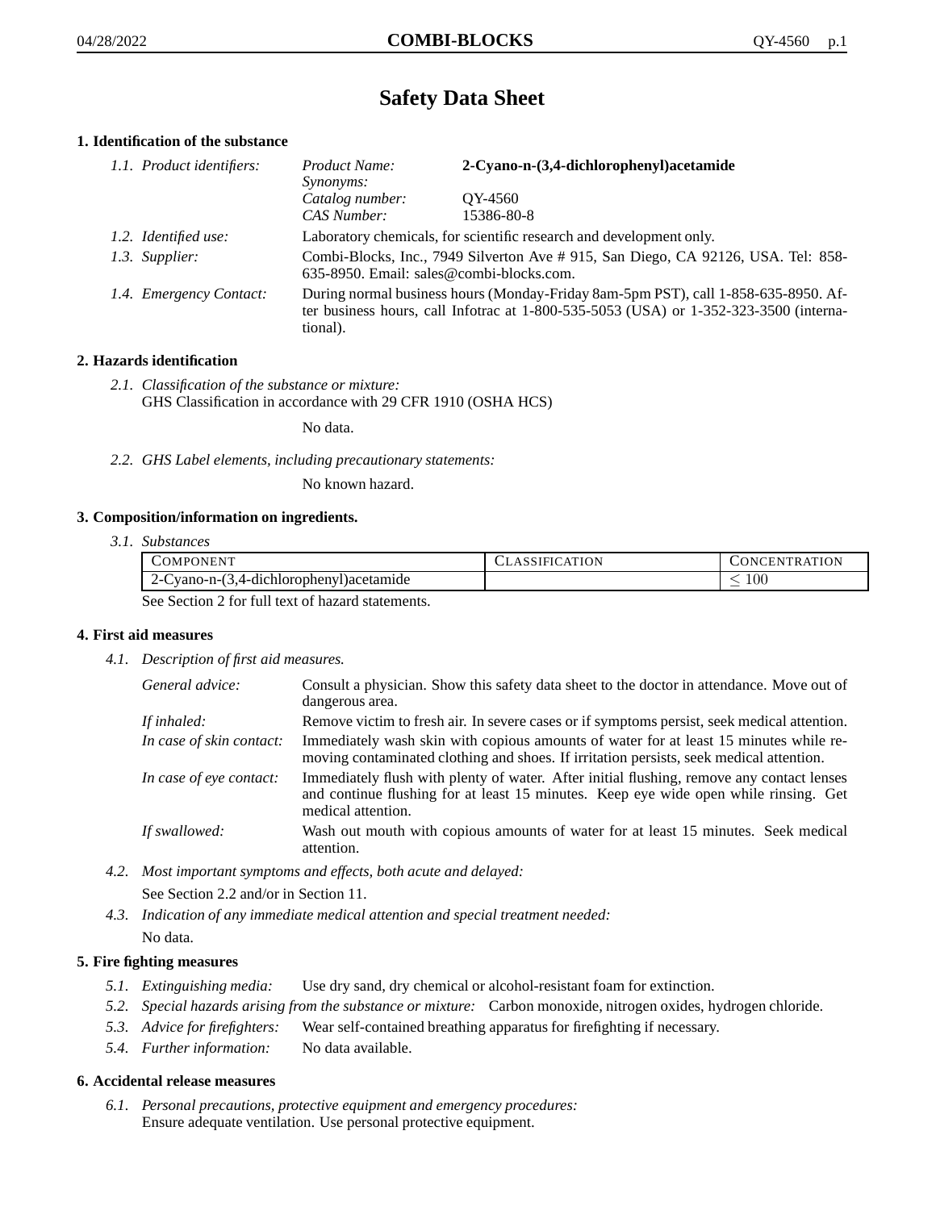# Safety Data Sheet

## 1. Identification of the substance

*1.1. Product identifiers:*

| | |
|---|---|
| *Product Name:* | **2-Cyano-n-(3,4-dichlorophenyl)acetamide** |
| *Synonyms:* | |
| *Catalog number:* | QY-4560 |
| *CAS Number:* | 15386-80-8 |

*1.2. Identified use:* Laboratory chemicals, for scientific research and development only.

*1.3. Supplier:* Combi-Blocks, Inc., 7949 Silverton Ave # 915, San Diego, CA 92126, USA. Tel: 858-635-8950. Email: sales@combi-blocks.com.

*1.4. Emergency Contact:* During normal business hours (Monday-Friday 8am-5pm PST), call 1-858-635-8950. After business hours, call Infotrac at 1-800-535-5053 (USA) or 1-352-323-3500 (international).

## 2. Hazards identification

*2.1. Classification of the substance or mixture:*
GHS Classification in accordance with 29 CFR 1910 (OSHA HCS)

No data.

*2.2. GHS Label elements, including precautionary statements:*

No known hazard.

## 3. Composition/information on ingredients.

*3.1. Substances*

| Component | Classification | Concentration |
|---|---|---|
| 2-Cyano-n-(3,4-dichlorophenyl)acetamide | | $\leq 100$ |

See Section 2 for full text of hazard statements.

## 4. First aid measures

*4.1. Description of first aid measures.*

*General advice:* Consult a physician. Show this safety data sheet to the doctor in attendance. Move out of dangerous area.

*If inhaled:* Remove victim to fresh air. In severe cases or if symptoms persist, seek medical attention.

*In case of skin contact:* Immediately wash skin with copious amounts of water for at least 15 minutes while removing contaminated clothing and shoes. If irritation persists, seek medical attention.

*In case of eye contact:* Immediately flush with plenty of water. After initial flushing, remove any contact lenses and continue flushing for at least 15 minutes. Keep eye wide open while rinsing. Get medical attention.

*If swallowed:* Wash out mouth with copious amounts of water for at least 15 minutes. Seek medical attention.

*4.2. Most important symptoms and effects, both acute and delayed:*
See Section 2.2 and/or in Section 11.

*4.3. Indication of any immediate medical attention and special treatment needed:*
No data.

## 5. Fire fighting measures

*5.1. Extinguishing media:* Use dry sand, dry chemical or alcohol-resistant foam for extinction.

*5.2. Special hazards arising from the substance or mixture:* Carbon monoxide, nitrogen oxides, hydrogen chloride.

*5.3. Advice for firefighters:* Wear self-contained breathing apparatus for firefighting if necessary.

*5.4. Further information:* No data available.

## 6. Accidental release measures

*6.1. Personal precautions, protective equipment and emergency procedures:*
Ensure adequate ventilation. Use personal protective equipment.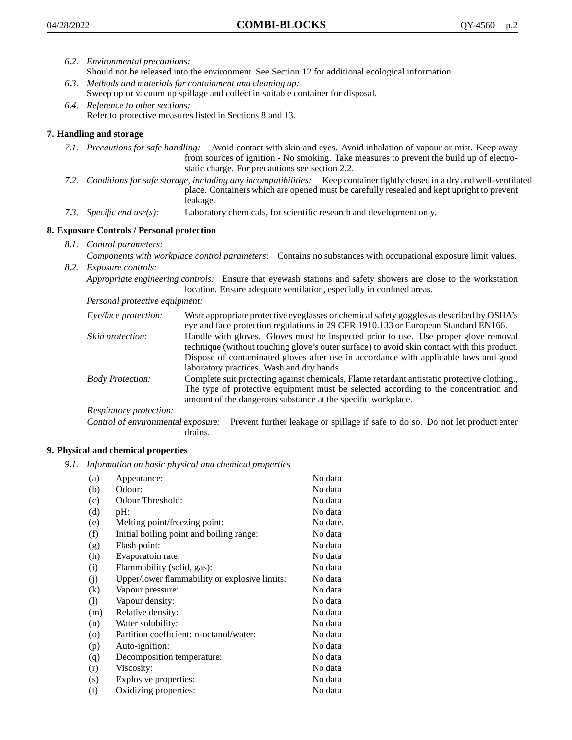*6.2. Environmental precautions:*
Should not be released into the environment. See Section 12 for additional ecological information.

*6.3. Methods and materials for containment and cleaning up:*
Sweep up or vacuum up spillage and collect in suitable container for disposal.

*6.4. Reference to other sections:*
Refer to protective measures listed in Sections 8 and 13.

## 7. Handling and storage

*7.1. Precautions for safe handling:* Avoid contact with skin and eyes. Avoid inhalation of vapour or mist. Keep away from sources of ignition - No smoking. Take measures to prevent the build up of electrostatic charge. For precautions see section 2.2.

*7.2. Conditions for safe storage, including any incompatibilities:* Keep container tightly closed in a dry and well-ventilated place. Containers which are opened must be carefully resealed and kept upright to prevent leakage.

*7.3. Specific end use(s):* Laboratory chemicals, for scientific research and development only.

## 8. Exposure Controls / Personal protection

*8.1. Control parameters:*
*Components with workplace control parameters:* Contains no substances with occupational exposure limit values.

*8.2. Exposure controls:*
*Appropriate engineering controls:* Ensure that eyewash stations and safety showers are close to the workstation location. Ensure adequate ventilation, especially in confined areas.

*Personal protective equipment:*

*Eye/face protection:* Wear appropriate protective eyeglasses or chemical safety goggles as described by OSHA's eye and face protection regulations in 29 CFR 1910.133 or European Standard EN166.

*Skin protection:* Handle with gloves. Gloves must be inspected prior to use. Use proper glove removal technique (without touching glove's outer surface) to avoid skin contact with this product. Dispose of contaminated gloves after use in accordance with applicable laws and good laboratory practices. Wash and dry hands

*Body Protection:* Complete suit protecting against chemicals, Flame retardant antistatic protective clothing., The type of protective equipment must be selected according to the concentration and amount of the dangerous substance at the specific workplace.

*Respiratory protection:*

*Control of environmental exposure:* Prevent further leakage or spillage if safe to do so. Do not let product enter drains.

## 9. Physical and chemical properties

*9.1. Information on basic physical and chemical properties*

| | | |
|---|---|---|
| (a) | Appearance: | No data |
| (b) | Odour: | No data |
| (c) | Odour Threshold: | No data |
| (d) | pH: | No data |
| (e) | Melting point/freezing point: | No date. |
| (f) | Initial boiling point and boiling range: | No data |
| (g) | Flash point: | No data |
| (h) | Evaporatoin rate: | No data |
| (i) | Flammability (solid, gas): | No data |
| (j) | Upper/lower flammability or explosive limits: | No data |
| (k) | Vapour pressure: | No data |
| (l) | Vapour density: | No data |
| (m) | Relative density: | No data |
| (n) | Water solubility: | No data |
| (o) | Partition coefficient: n-octanol/water: | No data |
| (p) | Auto-ignition: | No data |
| (q) | Decomposition temperature: | No data |
| (r) | Viscosity: | No data |
| (s) | Explosive properties: | No data |
| (t) | Oxidizing properties: | No data |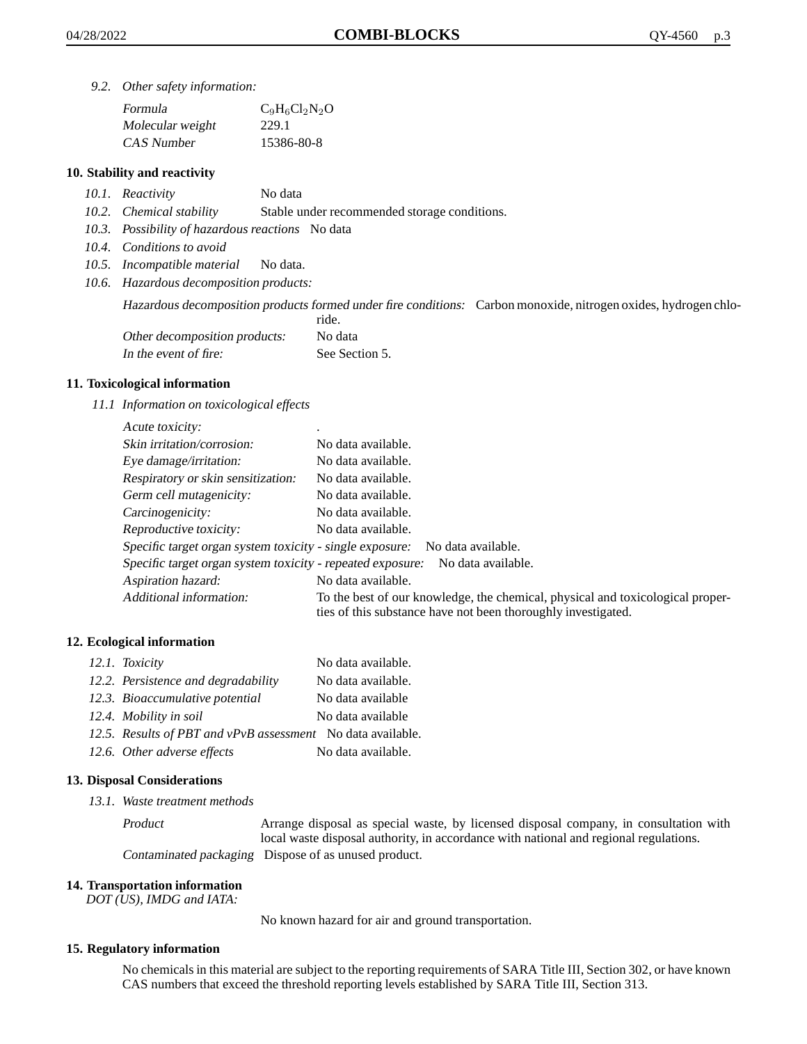*9.2. Other safety information:*

| | |
|---|---|
| *Formula* | $C_9H_6Cl_2N_2O$ |
| *Molecular weight* | 229.1 |
| *CAS Number* | 15386-80-8 |

## 10. Stability and reactivity

*10.1. Reactivity* No data

*10.2. Chemical stability* Stable under recommended storage conditions.

*10.3. Possibility of hazardous reactions* No data

*10.4. Conditions to avoid*

*10.5. Incompatible material* No data.

*10.6. Hazardous decomposition products:*

*Hazardous decomposition products formed under fire conditions:* Carbon monoxide, nitrogen oxides, hydrogen chloride.

*Other decomposition products:* No data

*In the event of fire:* See Section 5.

## 11. Toxicological information

*11.1 Information on toxicological effects*

| | |
|---|---|
| *Acute toxicity:* | . |
| *Skin irritation/corrosion:* | No data available. |
| *Eye damage/irritation:* | No data available. |
| *Respiratory or skin sensitization:* | No data available. |
| *Germ cell mutagenicity:* | No data available. |
| *Carcinogenicity:* | No data available. |
| *Reproductive toxicity:* | No data available. |
| *Specific target organ system toxicity - single exposure:* | No data available. |
| *Specific target organ system toxicity - repeated exposure:* | No data available. |
| *Aspiration hazard:* | No data available. |
| *Additional information:* | To the best of our knowledge, the chemical, physical and toxicological properties of this substance have not been thoroughly investigated. |

## 12. Ecological information

| | |
|---|---|
| *12.1. Toxicity* | No data available. |
| *12.2. Persistence and degradability* | No data available. |
| *12.3. Bioaccumulative potential* | No data available |
| *12.4. Mobility in soil* | No data available |
| *12.5. Results of PBT and vPvB assessment* | No data available. |
| *12.6. Other adverse effects* | No data available. |

## 13. Disposal Considerations

*13.1. Waste treatment methods*

*Product* Arrange disposal as special waste, by licensed disposal company, in consultation with local waste disposal authority, in accordance with national and regional regulations.

*Contaminated packaging* Dispose of as unused product.

## 14. Transportation information

*DOT (US), IMDG and IATA:*

No known hazard for air and ground transportation.

## 15. Regulatory information

No chemicals in this material are subject to the reporting requirements of SARA Title III, Section 302, or have known CAS numbers that exceed the threshold reporting levels established by SARA Title III, Section 313.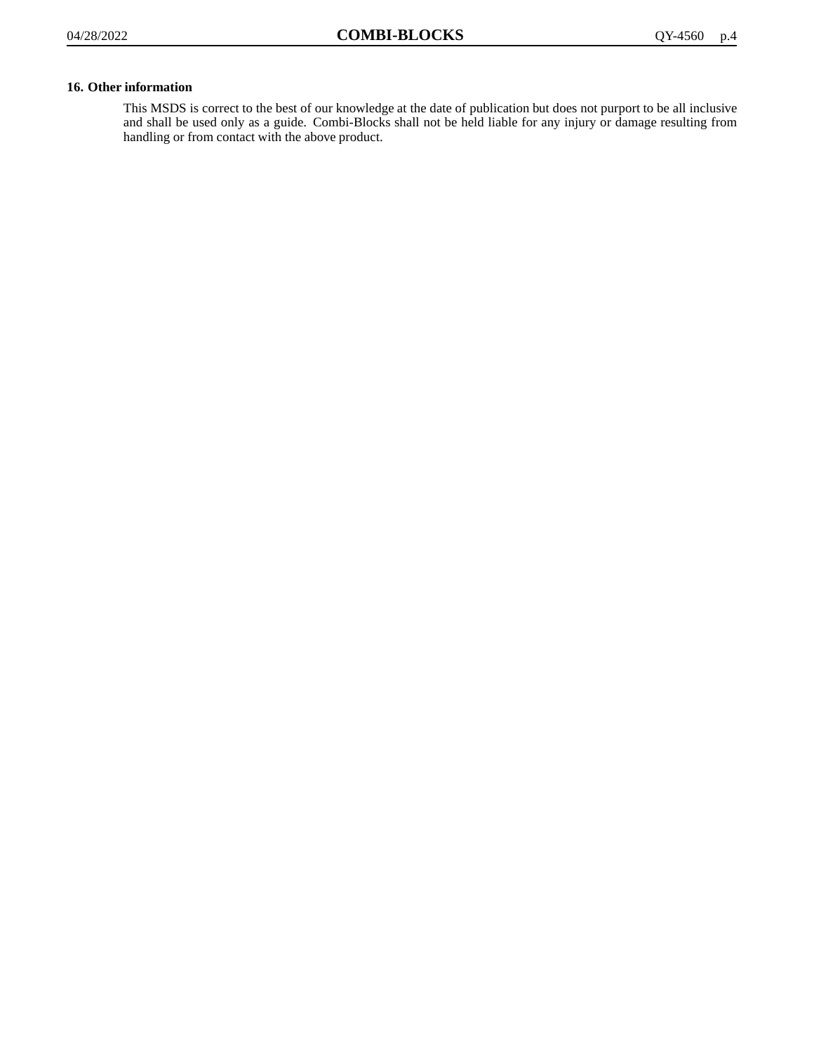## 16. Other information

This MSDS is correct to the best of our knowledge at the date of publication but does not purport to be all inclusive and shall be used only as a guide. Combi-Blocks shall not be held liable for any injury or damage resulting from handling or from contact with the above product.